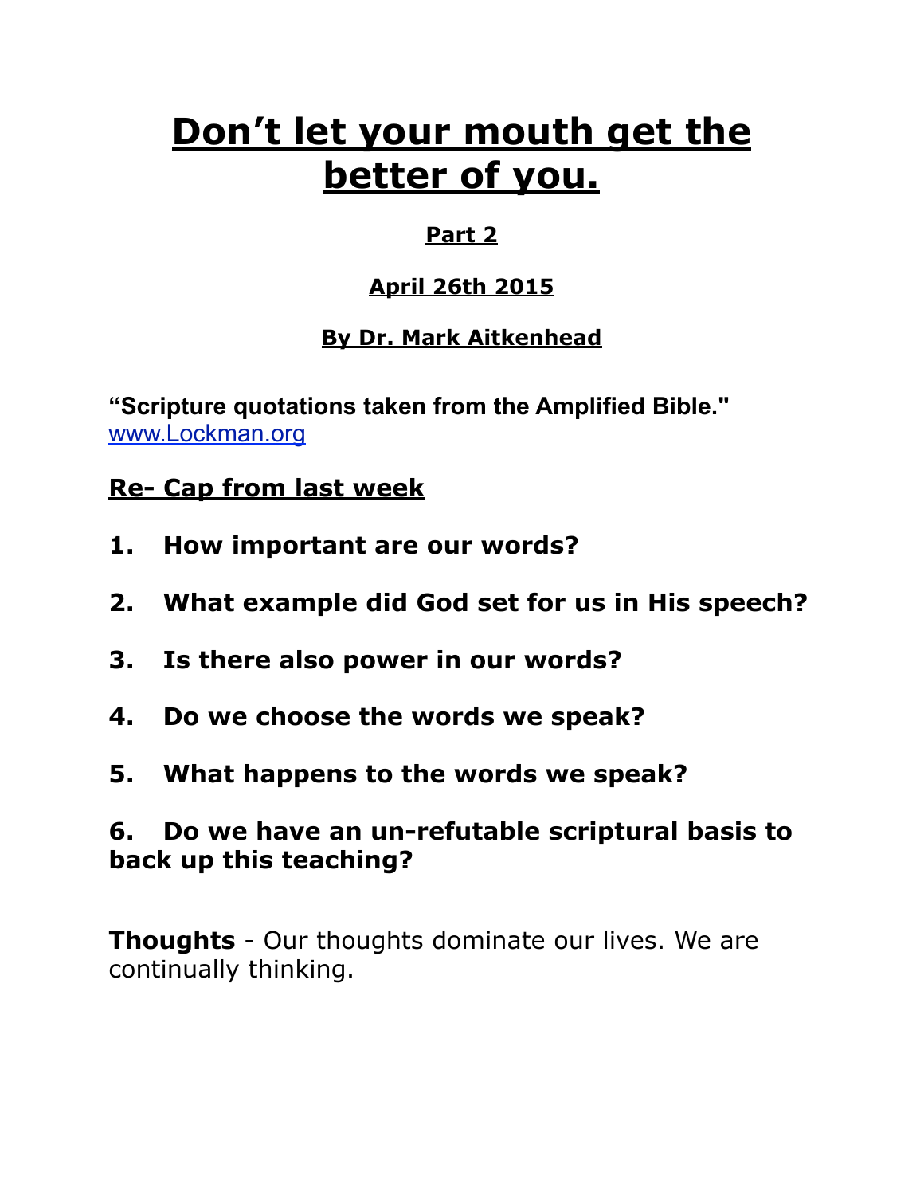# Don't let your mouth get the better of you.

**Part 2**

**April 26th 2015**

**By Dr. Mark Aitkenhead**

**"Scripture quotations taken from the Amplified Bible."**
www.Lockman.org

## Re- Cap from last week

1. **How important are our words?**

2. **What example did God set for us in His speech?**

3. **Is there also power in our words?**

4. **Do we choose the words we speak?**

5. **What happens to the words we speak?**

6. **Do we have an un-refutable scriptural basis to back up this teaching?**

**Thoughts** - Our thoughts dominate our lives. We are continually thinking.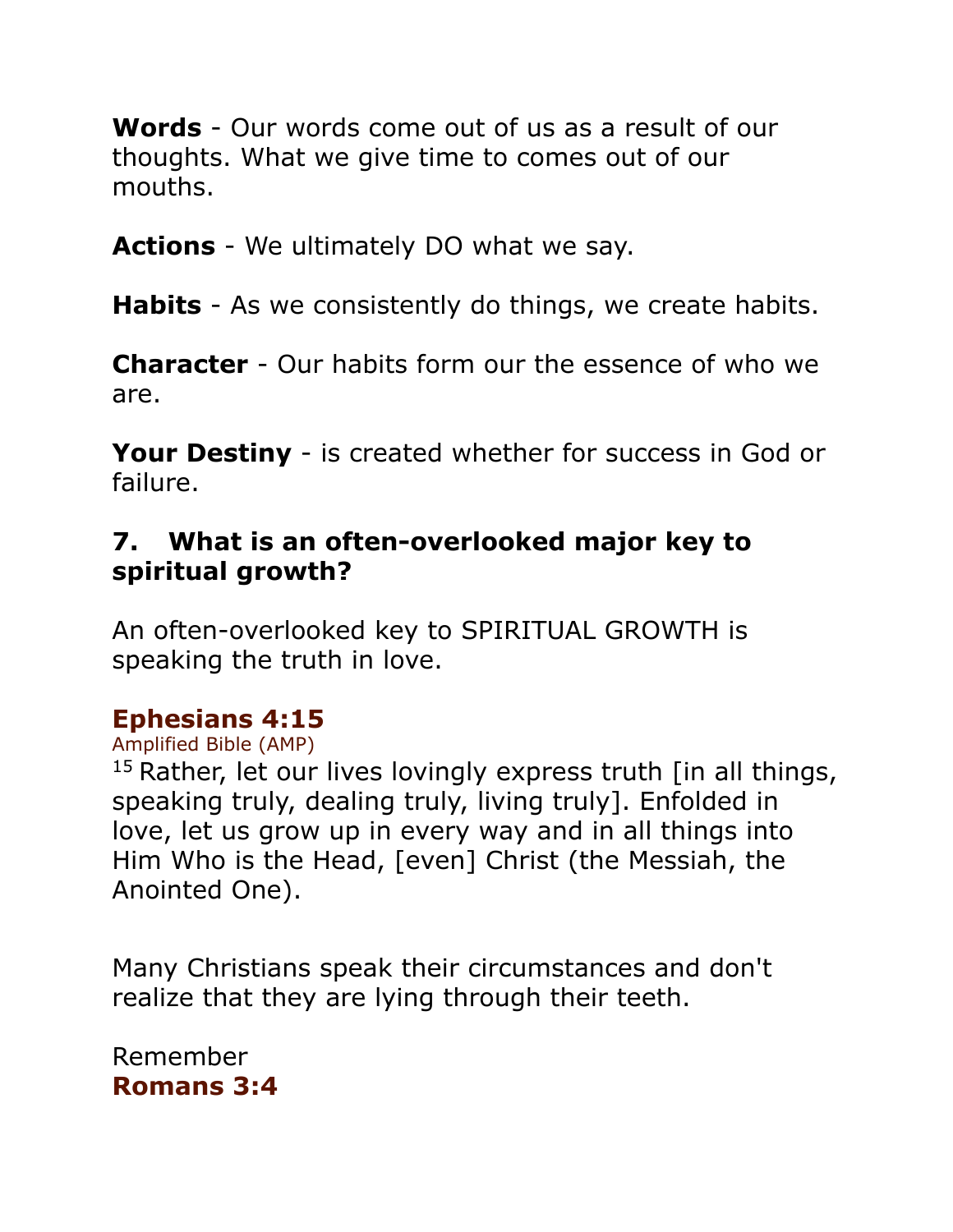**Words** - Our words come out of us as a result of our thoughts. What we give time to comes out of our mouths.

**Actions** - We ultimately DO what we say.

**Habits** - As we consistently do things, we create habits.

**Character** - Our habits form our the essence of who we are.

**Your Destiny** - is created whether for success in God or failure.

### 7. What is an often-overlooked major key to spiritual growth?

An often-overlooked key to SPIRITUAL GROWTH is speaking the truth in love.

**Ephesians 4:15**
Amplified Bible (AMP)
15 Rather, let our lives lovingly express truth [in all things, speaking truly, dealing truly, living truly]. Enfolded in love, let us grow up in every way and in all things into Him Who is the Head, [even] Christ (the Messiah, the Anointed One).

Many Christians speak their circumstances and don't realize that they are lying through their teeth.

Remember
**Romans 3:4**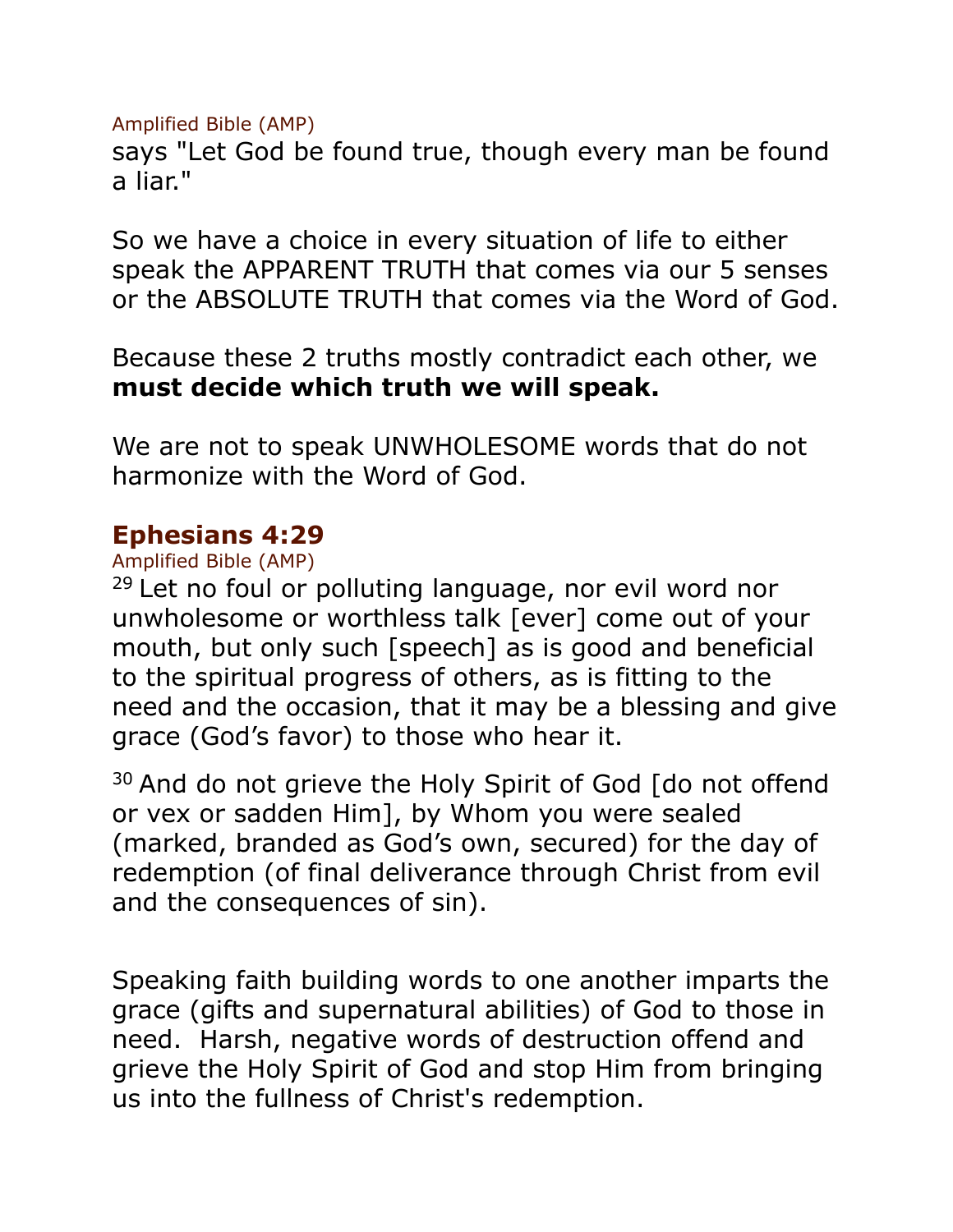Amplified Bible (AMP)
says "Let God be found true, though every man be found a liar."

So we have a choice in every situation of life to either speak the APPARENT TRUTH that comes via our 5 senses or the ABSOLUTE TRUTH that comes via the Word of God.

Because these 2 truths mostly contradict each other, we **must decide which truth we will speak.**

We are not to speak UNWHOLESOME words that do not harmonize with the Word of God.

## Ephesians 4:29

Amplified Bible (AMP)

29 Let no foul or polluting language, nor evil word nor unwholesome or worthless talk [ever] come out of your mouth, but only such [speech] as is good and beneficial to the spiritual progress of others, as is fitting to the need and the occasion, that it may be a blessing and give grace (God's favor) to those who hear it.

30 And do not grieve the Holy Spirit of God [do not offend or vex or sadden Him], by Whom you were sealed (marked, branded as God's own, secured) for the day of redemption (of final deliverance through Christ from evil and the consequences of sin).

Speaking faith building words to one another imparts the grace (gifts and supernatural abilities) of God to those in need. Harsh, negative words of destruction offend and grieve the Holy Spirit of God and stop Him from bringing us into the fullness of Christ's redemption.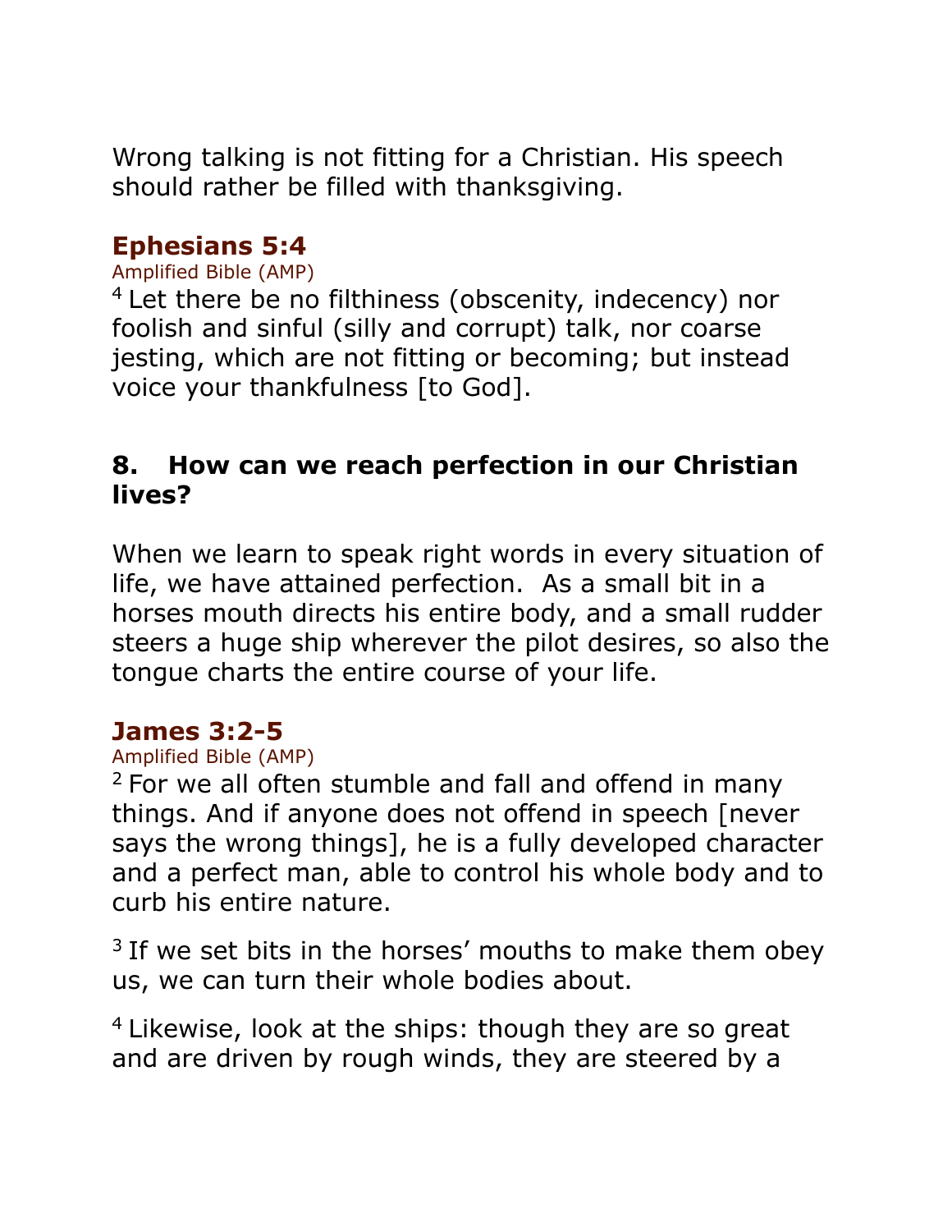Wrong talking is not fitting for a Christian. His speech should rather be filled with thanksgiving.

### Ephesians 5:4

Amplified Bible (AMP)

[4] Let there be no filthiness (obscenity, indecency) nor foolish and sinful (silly and corrupt) talk, nor coarse jesting, which are not fitting or becoming; but instead voice your thankfulness [to God].

## 8. How can we reach perfection in our Christian lives?

When we learn to speak right words in every situation of life, we have attained perfection.  As a small bit in a horses mouth directs his entire body, and a small rudder steers a huge ship wherever the pilot desires, so also the tongue charts the entire course of your life.

### James 3:2-5

Amplified Bible (AMP)

[2] For we all often stumble and fall and offend in many things. And if anyone does not offend in speech [never says the wrong things], he is a fully developed character and a perfect man, able to control his whole body and to curb his entire nature.

[3] If we set bits in the horses' mouths to make them obey us, we can turn their whole bodies about.

[4] Likewise, look at the ships: though they are so great and are driven by rough winds, they are steered by a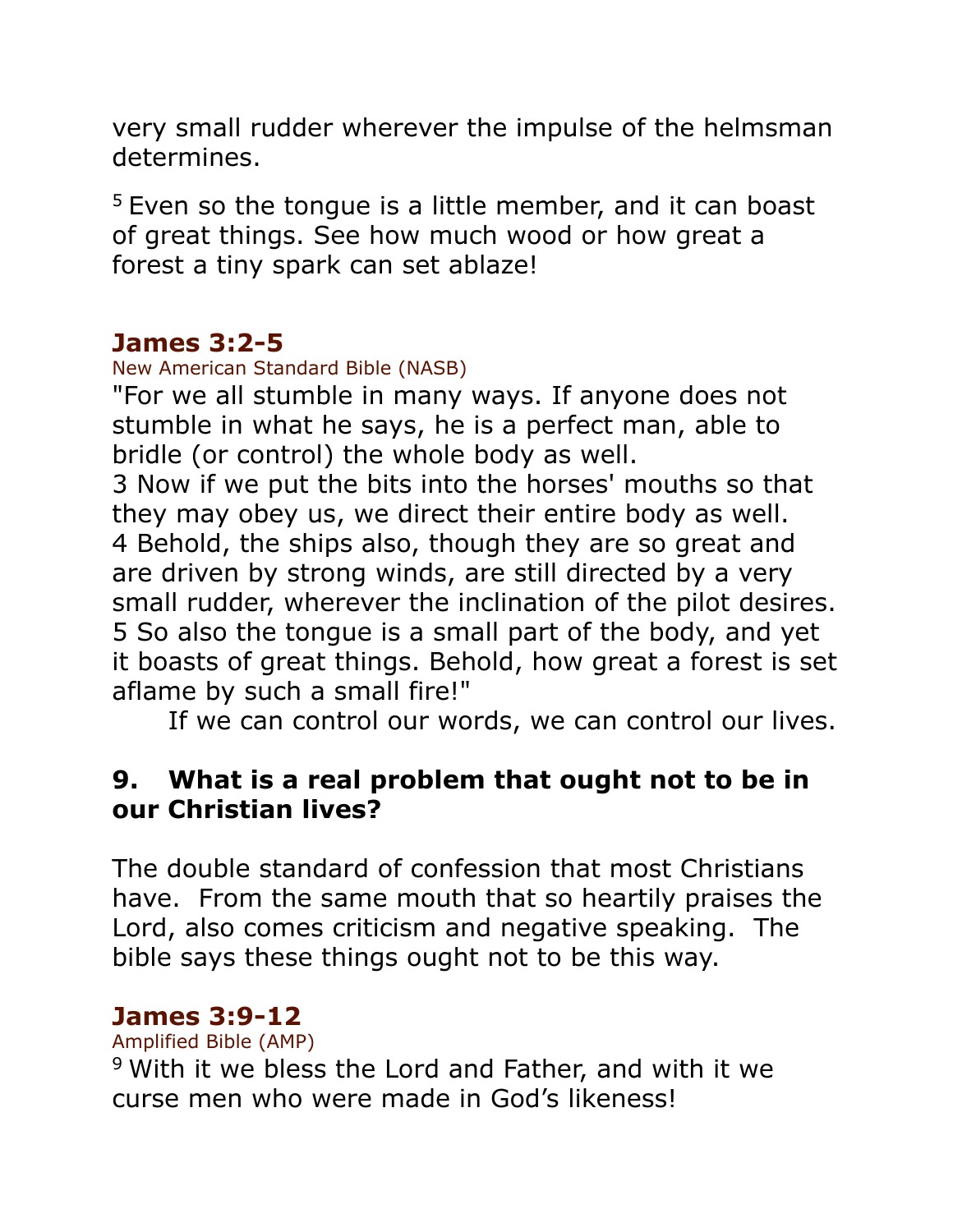very small rudder wherever the impulse of the helmsman determines.

[5] Even so the tongue is a little member, and it can boast of great things. See how much wood or how great a forest a tiny spark can set ablaze!

### James 3:2-5

New American Standard Bible (NASB)

"For we all stumble in many ways. If anyone does not stumble in what he says, he is a perfect man, able to bridle (or control) the whole body as well.
3 Now if we put the bits into the horses' mouths so that they may obey us, we direct their entire body as well.
4 Behold, the ships also, though they are so great and are driven by strong winds, are still directed by a very small rudder, wherever the inclination of the pilot desires.
5 So also the tongue is a small part of the body, and yet it boasts of great things. Behold, how great a forest is set aflame by such a small fire!"

If we can control our words, we can control our lives.

## 9. What is a real problem that ought not to be in our Christian lives?

The double standard of confession that most Christians have. From the same mouth that so heartily praises the Lord, also comes criticism and negative speaking. The bible says these things ought not to be this way.

### James 3:9-12

Amplified Bible (AMP)

[9] With it we bless the Lord and Father, and with it we curse men who were made in God's likeness!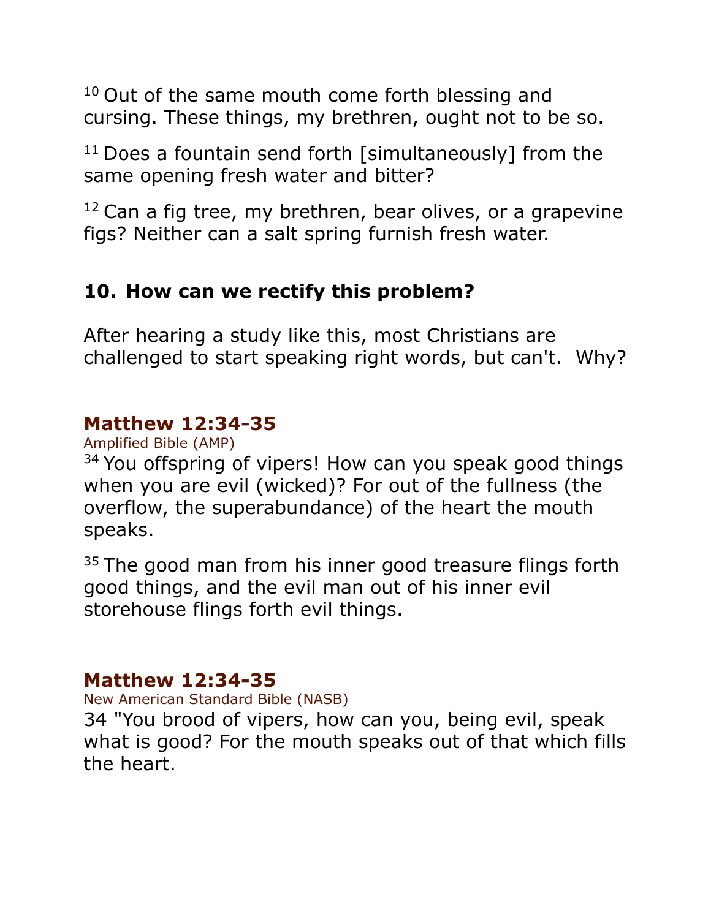[10] Out of the same mouth come forth blessing and cursing. These things, my brethren, ought not to be so.

[11] Does a fountain send forth [simultaneously] from the same opening fresh water and bitter?

[12] Can a fig tree, my brethren, bear olives, or a grapevine figs? Neither can a salt spring furnish fresh water.

## 10. How can we rectify this problem?

After hearing a study like this, most Christians are challenged to start speaking right words, but can't.  Why?

### Matthew 12:34-35

Amplified Bible (AMP)

[34] You offspring of vipers! How can you speak good things when you are evil (wicked)? For out of the fullness (the overflow, the superabundance) of the heart the mouth speaks.

[35] The good man from his inner good treasure flings forth good things, and the evil man out of his inner evil storehouse flings forth evil things.

### Matthew 12:34-35

New American Standard Bible (NASB)

34 "You brood of vipers, how can you, being evil, speak what is good? For the mouth speaks out of that which fills the heart.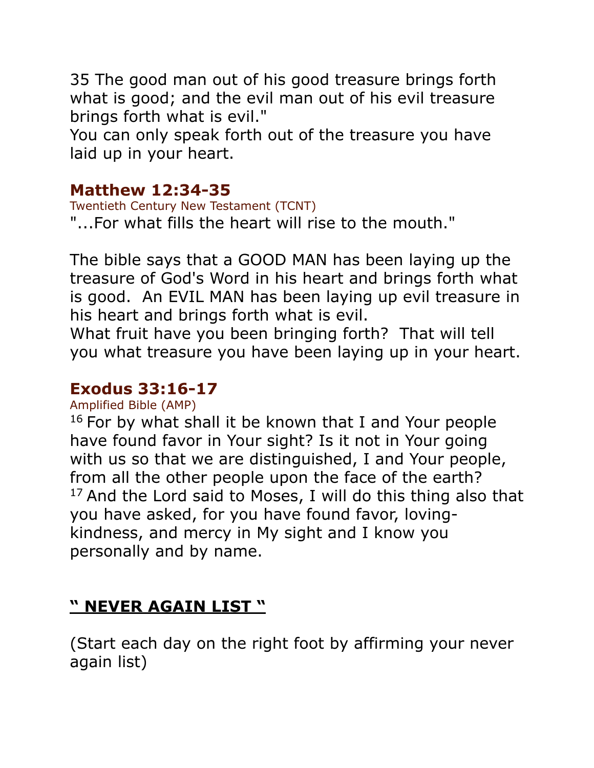35 The good man out of his good treasure brings forth what is good; and the evil man out of his evil treasure brings forth what is evil."
You can only speak forth out of the treasure you have laid up in your heart.

### Matthew 12:34-35

Twentieth Century New Testament (TCNT)

"...For what fills the heart will rise to the mouth."

The bible says that a GOOD MAN has been laying up the treasure of God's Word in his heart and brings forth what is good.  An EVIL MAN has been laying up evil treasure in his heart and brings forth what is evil.
What fruit have you been bringing forth?  That will tell you what treasure you have been laying up in your heart.

### Exodus 33:16-17

Amplified Bible (AMP)

16 For by what shall it be known that I and Your people have found favor in Your sight? Is it not in Your going with us so that we are distinguished, I and Your people, from all the other people upon the face of the earth?
17 And the Lord said to Moses, I will do this thing also that you have asked, for you have found favor, loving-kindness, and mercy in My sight and I know you personally and by name.

## **" NEVER AGAIN LIST "**

(Start each day on the right foot by affirming your never again list)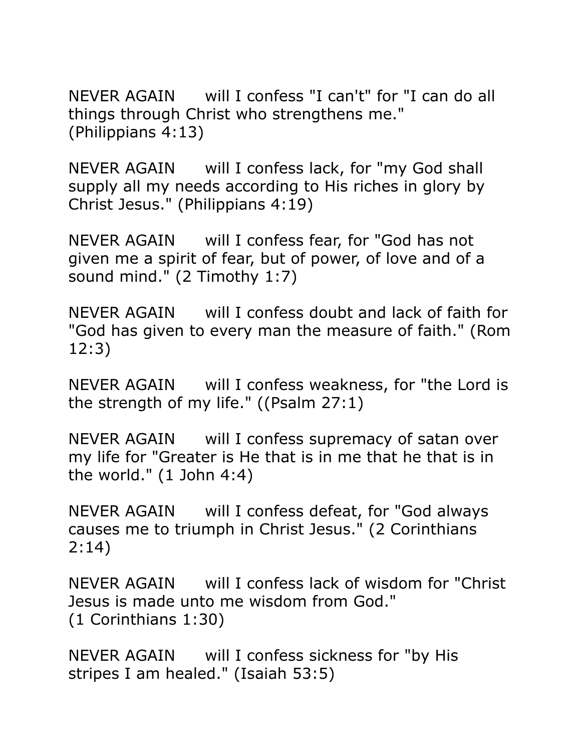NEVER AGAIN will I confess "I can't" for "I can do all things through Christ who strengthens me." (Philippians 4:13)

NEVER AGAIN will I confess lack, for "my God shall supply all my needs according to His riches in glory by Christ Jesus." (Philippians 4:19)

NEVER AGAIN will I confess fear, for "God has not given me a spirit of fear, but of power, of love and of a sound mind." (2 Timothy 1:7)

NEVER AGAIN will I confess doubt and lack of faith for "God has given to every man the measure of faith." (Rom 12:3)

NEVER AGAIN will I confess weakness, for "the Lord is the strength of my life." ((Psalm 27:1)

NEVER AGAIN will I confess supremacy of satan over my life for "Greater is He that is in me that he that is in the world." (1 John 4:4)

NEVER AGAIN will I confess defeat, for "God always causes me to triumph in Christ Jesus." (2 Corinthians 2:14)

NEVER AGAIN will I confess lack of wisdom for "Christ Jesus is made unto me wisdom from God." (1 Corinthians 1:30)

NEVER AGAIN will I confess sickness for "by His stripes I am healed." (Isaiah 53:5)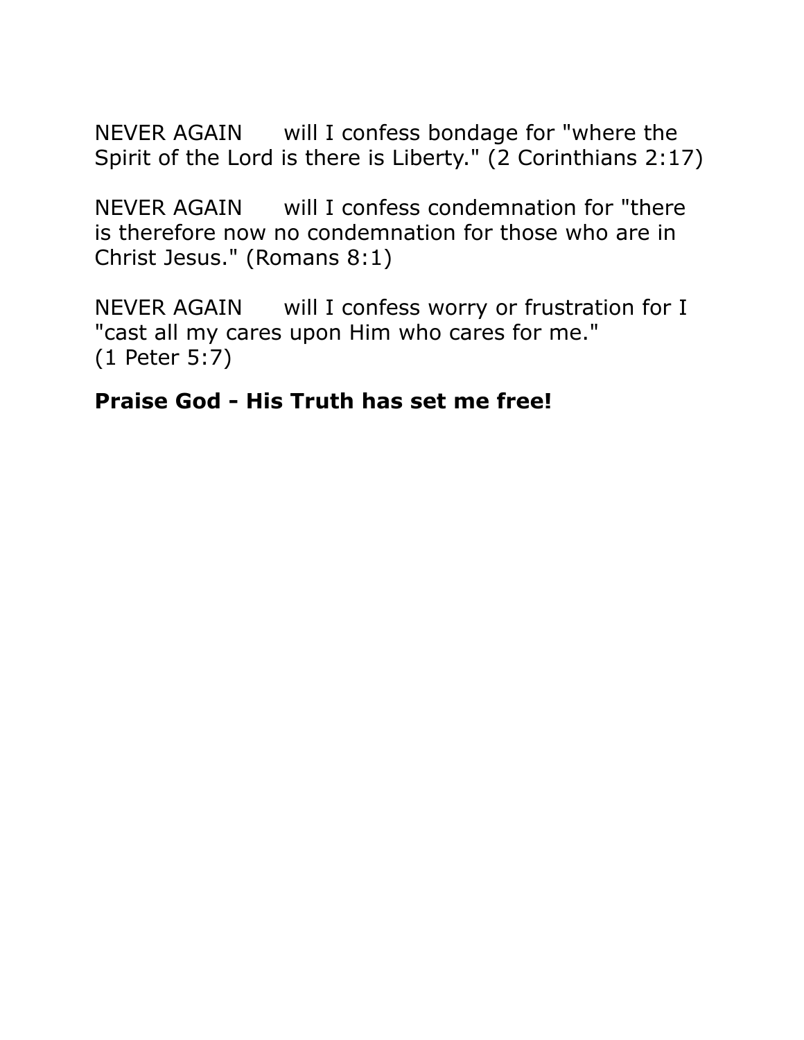NEVER AGAIN will I confess bondage for "where the Spirit of the Lord is there is Liberty." (2 Corinthians 2:17)

NEVER AGAIN will I confess condemnation for "there is therefore now no condemnation for those who are in Christ Jesus." (Romans 8:1)

NEVER AGAIN will I confess worry or frustration for I "cast all my cares upon Him who cares for me." (1 Peter 5:7)

**Praise God - His Truth has set me free!**